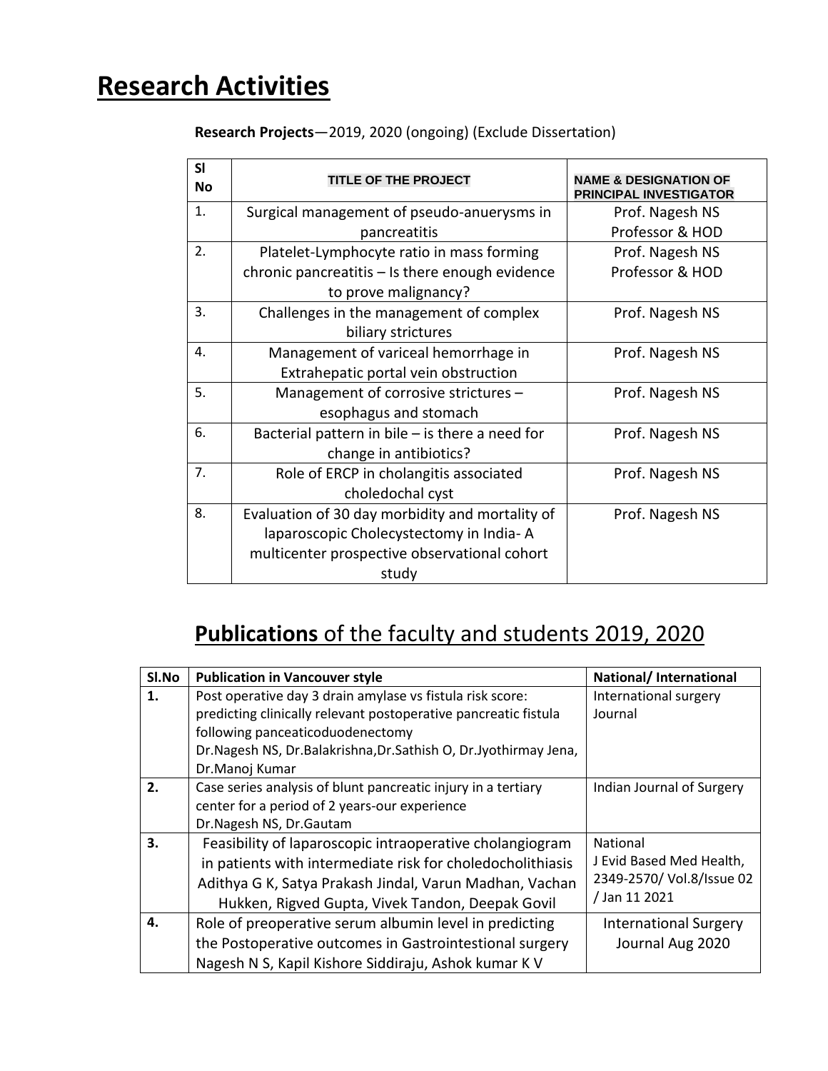# Research Activities

**Research Projects**—2019, 2020 (ongoing) (Exclude Dissertation)

| Sl No | TITLE OF THE PROJECT | NAME & DESIGNATION OF PRINCIPAL INVESTIGATOR |
|---|---|---|
| 1. | Surgical management of pseudo-anuerysms in pancreatitis | Prof. Nagesh NS Professor & HOD |
| 2. | Platelet-Lymphocyte ratio in mass forming chronic pancreatitis – Is there enough evidence to prove malignancy? | Prof. Nagesh NS Professor & HOD |
| 3. | Challenges in the management of complex biliary strictures | Prof. Nagesh NS |
| 4. | Management of variceal hemorrhage in Extrahepatic portal vein obstruction | Prof. Nagesh NS |
| 5. | Management of corrosive strictures – esophagus and stomach | Prof. Nagesh NS |
| 6. | Bacterial pattern in bile – is there a need for change in antibiotics? | Prof. Nagesh NS |
| 7. | Role of ERCP in cholangitis associated choledochal cyst | Prof. Nagesh NS |
| 8. | Evaluation of 30 day morbidity and mortality of laparoscopic Cholecystectomy in India- A multicenter prospective observational cohort study | Prof. Nagesh NS |

## **Publications** of the faculty and students 2019, 2020

| Sl.No | Publication in Vancouver style | National/ International |
|---|---|---|
| **1.** | Post operative day 3 drain amylase vs fistula risk score: predicting clinically relevant postoperative pancreatic fistula following panceaticoduodenectomy Dr.Nagesh NS, Dr.Balakrishna,Dr.Sathish O, Dr.Jyothirmay Jena, Dr.Manoj Kumar | International surgery Journal |
| **2.** | Case series analysis of blunt pancreatic injury in a tertiary center for a period of 2 years-our experience Dr.Nagesh NS, Dr.Gautam | Indian Journal of Surgery |
| **3.** | Feasibility of laparoscopic intraoperative cholangiogram in patients with intermediate risk for choledocholithiasis Adithya G K, Satya Prakash Jindal, Varun Madhan, Vachan Hukken, Rigved Gupta, Vivek Tandon, Deepak Govil | National J Evid Based Med Health, 2349-2570/ Vol.8/Issue 02 / Jan 11 2021 |
| **4.** | Role of preoperative serum albumin level in predicting the Postoperative outcomes in Gastrointestional surgery Nagesh N S, Kapil Kishore Siddiraju, Ashok kumar K V | International Surgery Journal Aug 2020 |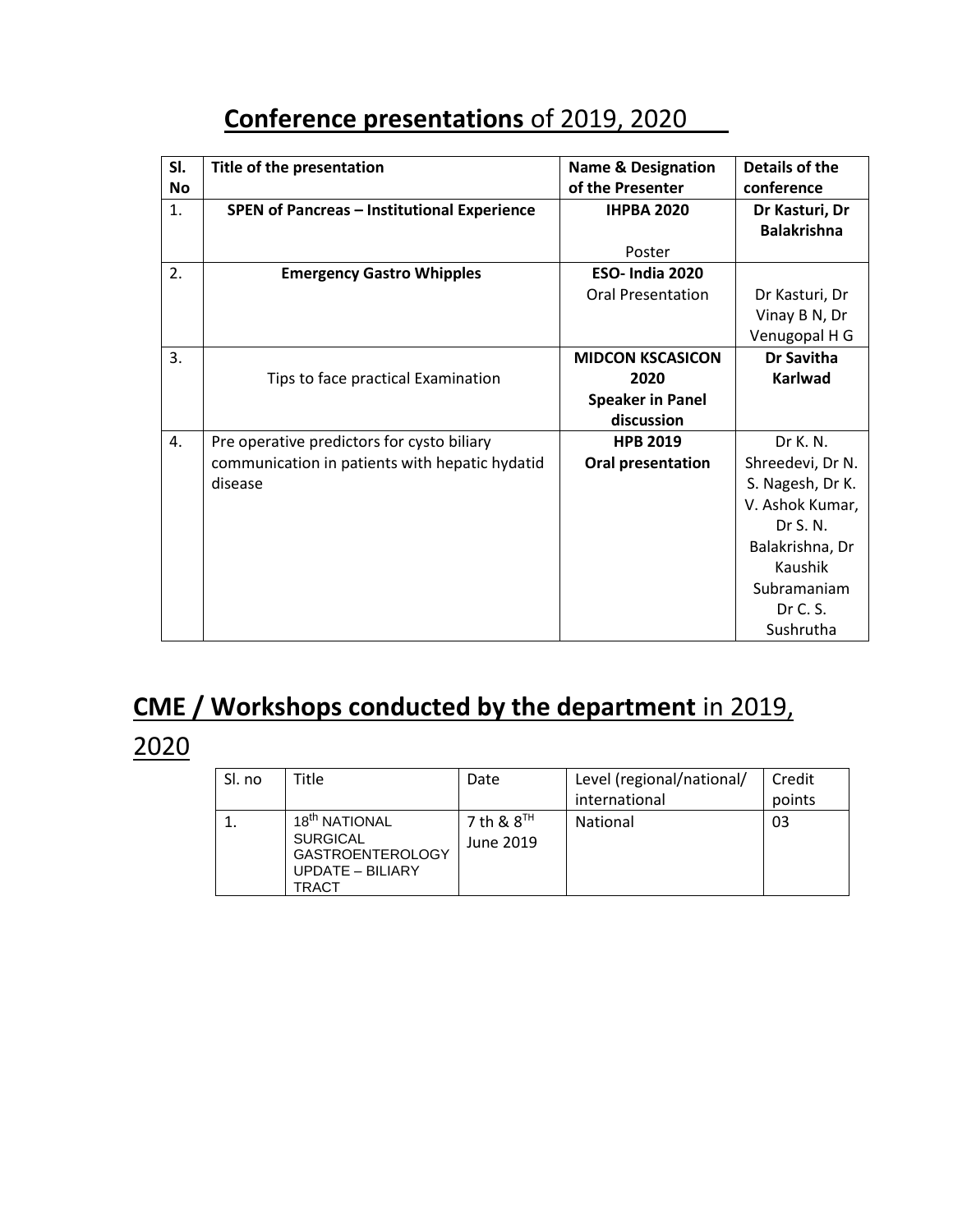## **Conference presentations** of 2019, 2020

| Sl. No | Title of the presentation | Name & Designation of the Presenter | Details of the conference |
|---|---|---|---|
| 1. | **SPEN of Pancreas – Institutional Experience** | **IHPBA 2020** Poster | **Dr Kasturi, Dr Balakrishna** |
| 2. | **Emergency Gastro Whipples** | **ESO- India 2020** Oral Presentation | Dr Kasturi, Dr Vinay B N, Dr Venugopal H G |
| 3. | Tips to face practical Examination | **MIDCON KSCASICON 2020 Speaker in Panel discussion** | **Dr Savitha Karlwad** |
| 4. | Pre operative predictors for cysto biliary communication in patients with hepatic hydatid disease | **HPB 2019 Oral presentation** | Dr K. N. Shreedevi, Dr N. S. Nagesh, Dr K. V. Ashok Kumar, Dr S. N. Balakrishna, Dr Kaushik Subramaniam Dr C. S. Sushrutha |

## **CME / Workshops conducted by the department** in 2019, 2020

| Sl. no | Title | Date | Level (regional/national/ international | Credit points |
|---|---|---|---|---|
| 1. | 18th NATIONAL SURGICAL GASTROENTEROLOGY UPDATE – BILIARY TRACT | 7 th & 8TH June 2019 | National | 03 |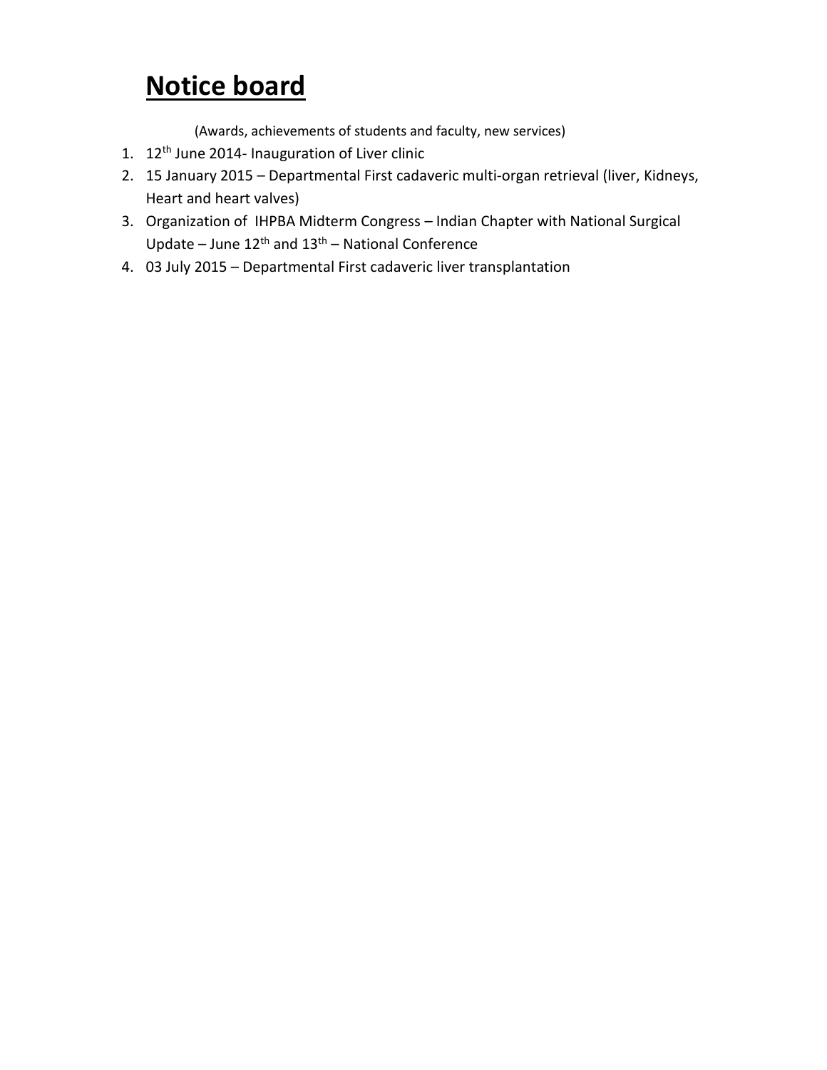# Notice board

(Awards, achievements of students and faculty, new services)

1. 12th June 2014- Inauguration of Liver clinic
2. 15 January 2015 – Departmental First cadaveric multi-organ retrieval (liver, Kidneys, Heart and heart valves)
3. Organization of IHPBA Midterm Congress – Indian Chapter with National Surgical Update – June 12th and 13th – National Conference
4. 03 July 2015 – Departmental First cadaveric liver transplantation